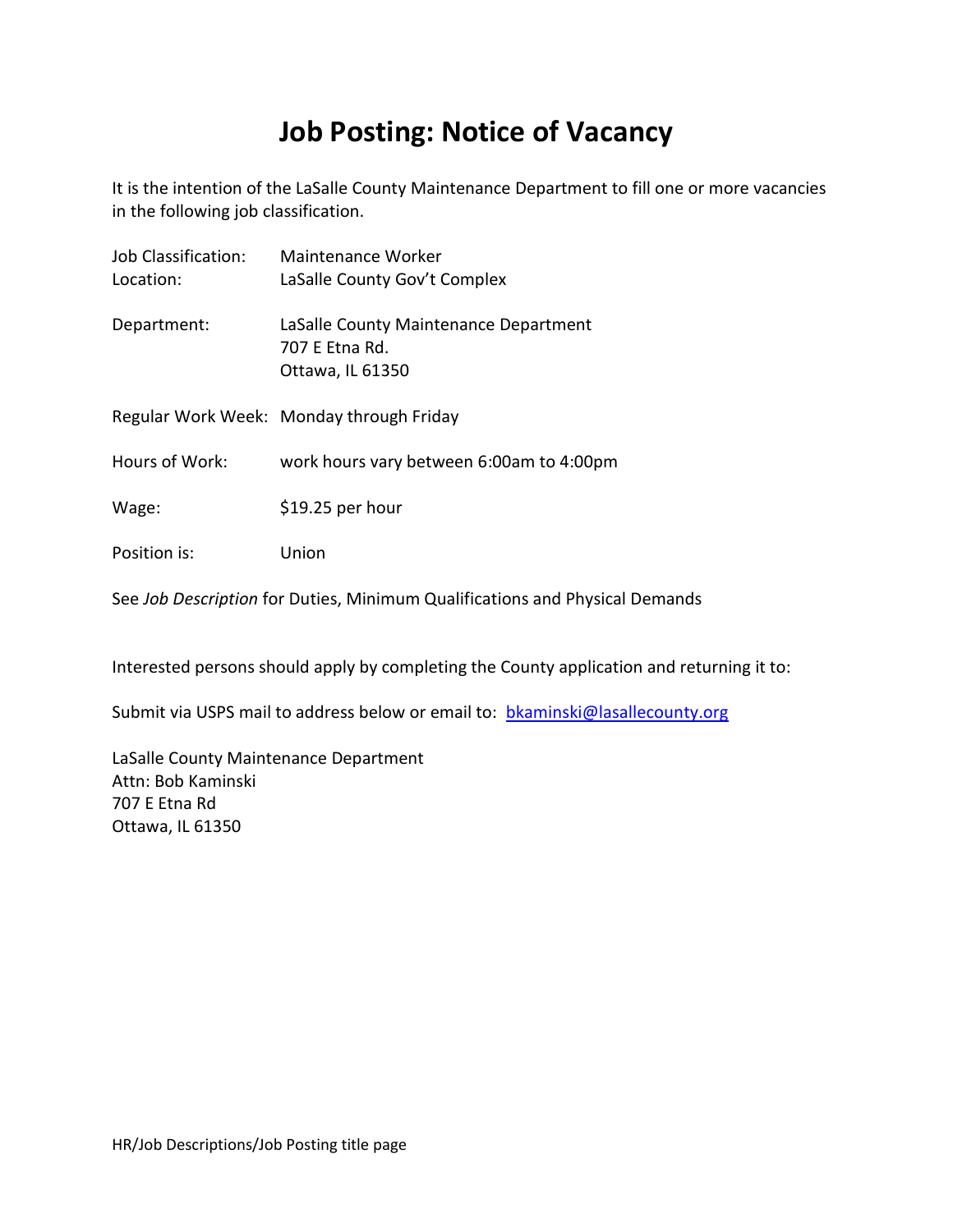# Job Posting: Notice of Vacancy

It is the intention of the LaSalle County Maintenance Department to fill one or more vacancies in the following job classification.

Job Classification: Maintenance Worker
Location: LaSalle County Gov't Complex

Department: LaSalle County Maintenance Department
707 E Etna Rd.
Ottawa, IL 61350

Regular Work Week: Monday through Friday

Hours of Work: work hours vary between 6:00am to 4:00pm

Wage: $19.25 per hour

Position is: Union

See *Job Description* for Duties, Minimum Qualifications and Physical Demands

Interested persons should apply by completing the County application and returning it to:

Submit via USPS mail to address below or email to: bkaminski@lasallecounty.org

LaSalle County Maintenance Department
Attn: Bob Kaminski
707 E Etna Rd
Ottawa, IL 61350

HR/Job Descriptions/Job Posting title page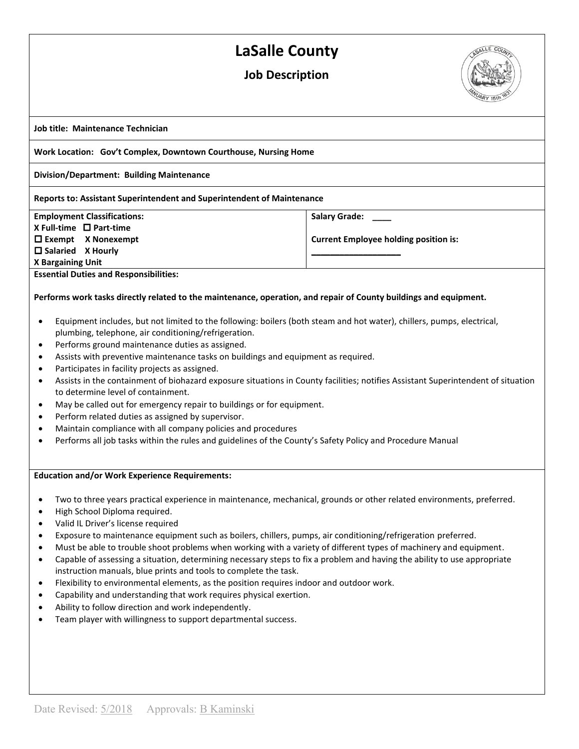# LaSalle County

## Job Description

**Job title: Maintenance Technician**

**Work Location: Gov't Complex, Downtown Courthouse, Nursing Home**

**Division/Department: Building Maintenance**

**Reports to: Assistant Superintendent and Superintendent of Maintenance**

| **Employment Classifications:** | **Salary Grade: ____** |
|---|---|
| **X Full-time ☐ Part-time** | |
| **☐ Exempt X Nonexempt** | **Current Employee holding position is:** |
| **☐ Salaried X Hourly** | **___________________** |
| **X Bargaining Unit** | |

**Essential Duties and Responsibilities:**

**Performs work tasks directly related to the maintenance, operation, and repair of County buildings and equipment.**

- Equipment includes, but not limited to the following: boilers (both steam and hot water), chillers, pumps, electrical, plumbing, telephone, air conditioning/refrigeration.
- Performs ground maintenance duties as assigned.
- Assists with preventive maintenance tasks on buildings and equipment as required.
- Participates in facility projects as assigned.
- Assists in the containment of biohazard exposure situations in County facilities; notifies Assistant Superintendent of situation to determine level of containment.
- May be called out for emergency repair to buildings or for equipment.
- Perform related duties as assigned by supervisor.
- Maintain compliance with all company policies and procedures
- Performs all job tasks within the rules and guidelines of the County's Safety Policy and Procedure Manual

**Education and/or Work Experience Requirements:**

- Two to three years practical experience in maintenance, mechanical, grounds or other related environments, preferred.
- High School Diploma required.
- Valid IL Driver's license required
- Exposure to maintenance equipment such as boilers, chillers, pumps, air conditioning/refrigeration preferred.
- Must be able to trouble shoot problems when working with a variety of different types of machinery and equipment.
- Capable of assessing a situation, determining necessary steps to fix a problem and having the ability to use appropriate instruction manuals, blue prints and tools to complete the task.
- Flexibility to environmental elements, as the position requires indoor and outdoor work.
- Capability and understanding that work requires physical exertion.
- Ability to follow direction and work independently.
- Team player with willingness to support departmental success.

Date Revised: 5/2018 Approvals: B Kaminski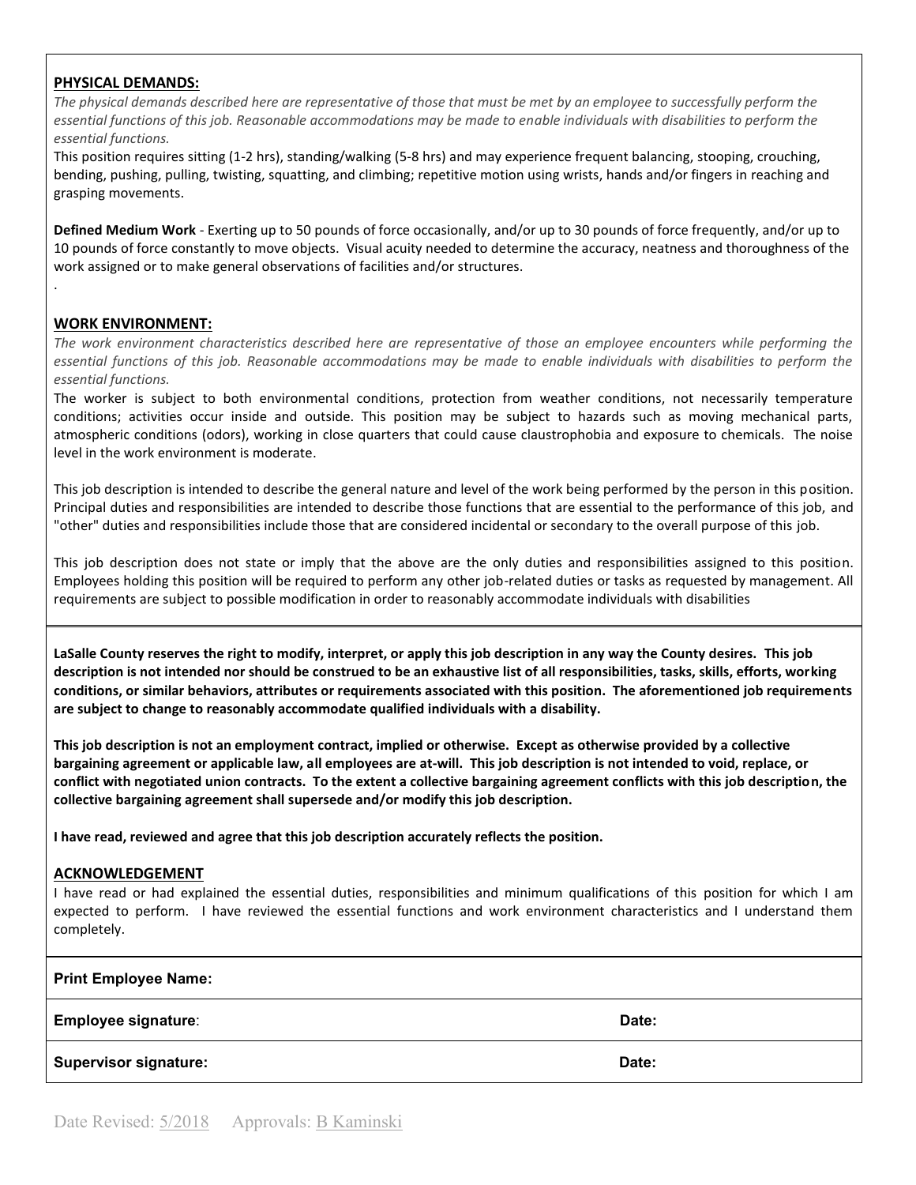**PHYSICAL DEMANDS:**

*The physical demands described here are representative of those that must be met by an employee to successfully perform the essential functions of this job. Reasonable accommodations may be made to enable individuals with disabilities to perform the essential functions.*

This position requires sitting (1-2 hrs), standing/walking (5-8 hrs) and may experience frequent balancing, stooping, crouching, bending, pushing, pulling, twisting, squatting, and climbing; repetitive motion using wrists, hands and/or fingers in reaching and grasping movements.

**Defined Medium Work** - Exerting up to 50 pounds of force occasionally, and/or up to 30 pounds of force frequently, and/or up to 10 pounds of force constantly to move objects. Visual acuity needed to determine the accuracy, neatness and thoroughness of the work assigned or to make general observations of facilities and/or structures.

.

**WORK ENVIRONMENT:**

*The work environment characteristics described here are representative of those an employee encounters while performing the essential functions of this job. Reasonable accommodations may be made to enable individuals with disabilities to perform the essential functions.*

The worker is subject to both environmental conditions, protection from weather conditions, not necessarily temperature conditions; activities occur inside and outside. This position may be subject to hazards such as moving mechanical parts, atmospheric conditions (odors), working in close quarters that could cause claustrophobia and exposure to chemicals. The noise level in the work environment is moderate.

This job description is intended to describe the general nature and level of the work being performed by the person in this position. Principal duties and responsibilities are intended to describe those functions that are essential to the performance of this job, and "other" duties and responsibilities include those that are considered incidental or secondary to the overall purpose of this job.

This job description does not state or imply that the above are the only duties and responsibilities assigned to this position. Employees holding this position will be required to perform any other job-related duties or tasks as requested by management. All requirements are subject to possible modification in order to reasonably accommodate individuals with disabilities

**LaSalle County reserves the right to modify, interpret, or apply this job description in any way the County desires. This job description is not intended nor should be construed to be an exhaustive list of all responsibilities, tasks, skills, efforts, working conditions, or similar behaviors, attributes or requirements associated with this position. The aforementioned job requirements are subject to change to reasonably accommodate qualified individuals with a disability.**

**This job description is not an employment contract, implied or otherwise. Except as otherwise provided by a collective bargaining agreement or applicable law, all employees are at-will. This job description is not intended to void, replace, or conflict with negotiated union contracts. To the extent a collective bargaining agreement conflicts with this job description, the collective bargaining agreement shall supersede and/or modify this job description.**

**I have read, reviewed and agree that this job description accurately reflects the position.**

**ACKNOWLEDGEMENT**

I have read or had explained the essential duties, responsibilities and minimum qualifications of this position for which I am expected to perform. I have reviewed the essential functions and work environment characteristics and I understand them completely.

| | |
|---|---|
| **Print Employee Name:** | |
| **Employee signature**: | **Date:** |
| **Supervisor signature:** | **Date:** |

Date Revised: 5/2018 Approvals: B Kaminski